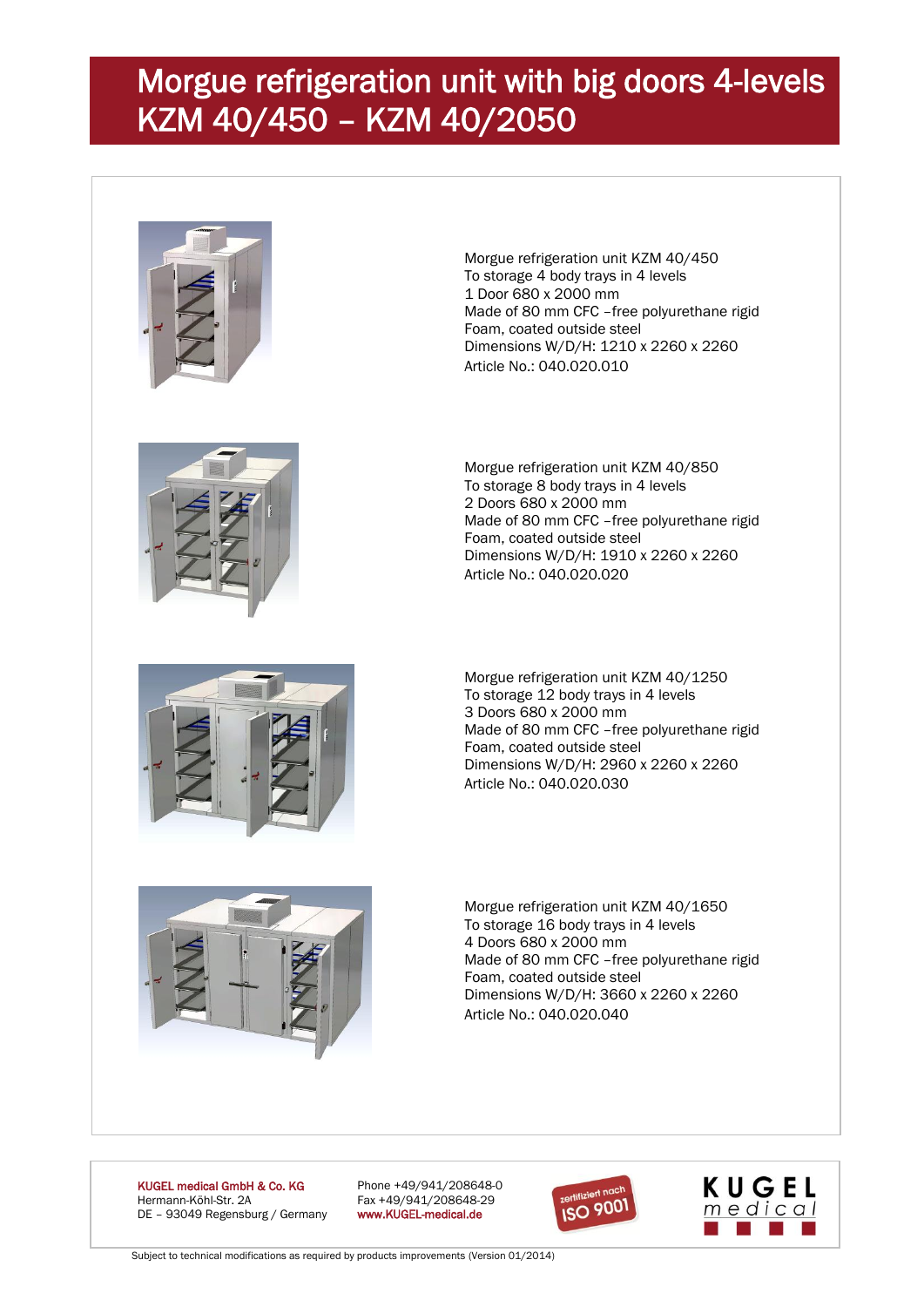# Morgue refrigeration unit with big doors 4-levels KZM 40/450 – KZM 40/2050

Morgue refrigeration unit KZM 40/450
To storage 4 body trays in 4 levels
1 Door 680 x 2000 mm
Made of 80 mm CFC –free polyurethane rigid
Foam, coated outside steel
Dimensions W/D/H: 1210 x 2260 x 2260
Article No.: 040.020.010

Morgue refrigeration unit KZM 40/850
To storage 8 body trays in 4 levels
2 Doors 680 x 2000 mm
Made of 80 mm CFC –free polyurethane rigid
Foam, coated outside steel
Dimensions W/D/H: 1910 x 2260 x 2260
Article No.: 040.020.020

Morgue refrigeration unit KZM 40/1250
To storage 12 body trays in 4 levels
3 Doors 680 x 2000 mm
Made of 80 mm CFC –free polyurethane rigid
Foam, coated outside steel
Dimensions W/D/H: 2960 x 2260 x 2260
Article No.: 040.020.030

Morgue refrigeration unit KZM 40/1650
To storage 16 body trays in 4 levels
4 Doors 680 x 2000 mm
Made of 80 mm CFC –free polyurethane rigid
Foam, coated outside steel
Dimensions W/D/H: 3660 x 2260 x 2260
Article No.: 040.020.040

**KUGEL medical GmbH & Co. KG**
Hermann-Köhl-Str. 2A
DE – 93049 Regensburg / Germany

Phone +49/941/208648-0
Fax +49/941/208648-29
www.KUGEL-medical.de

zertifiziert nach ISO 9001

KUGEL medical

Subject to technical modifications as required by products improvements (Version 01/2014)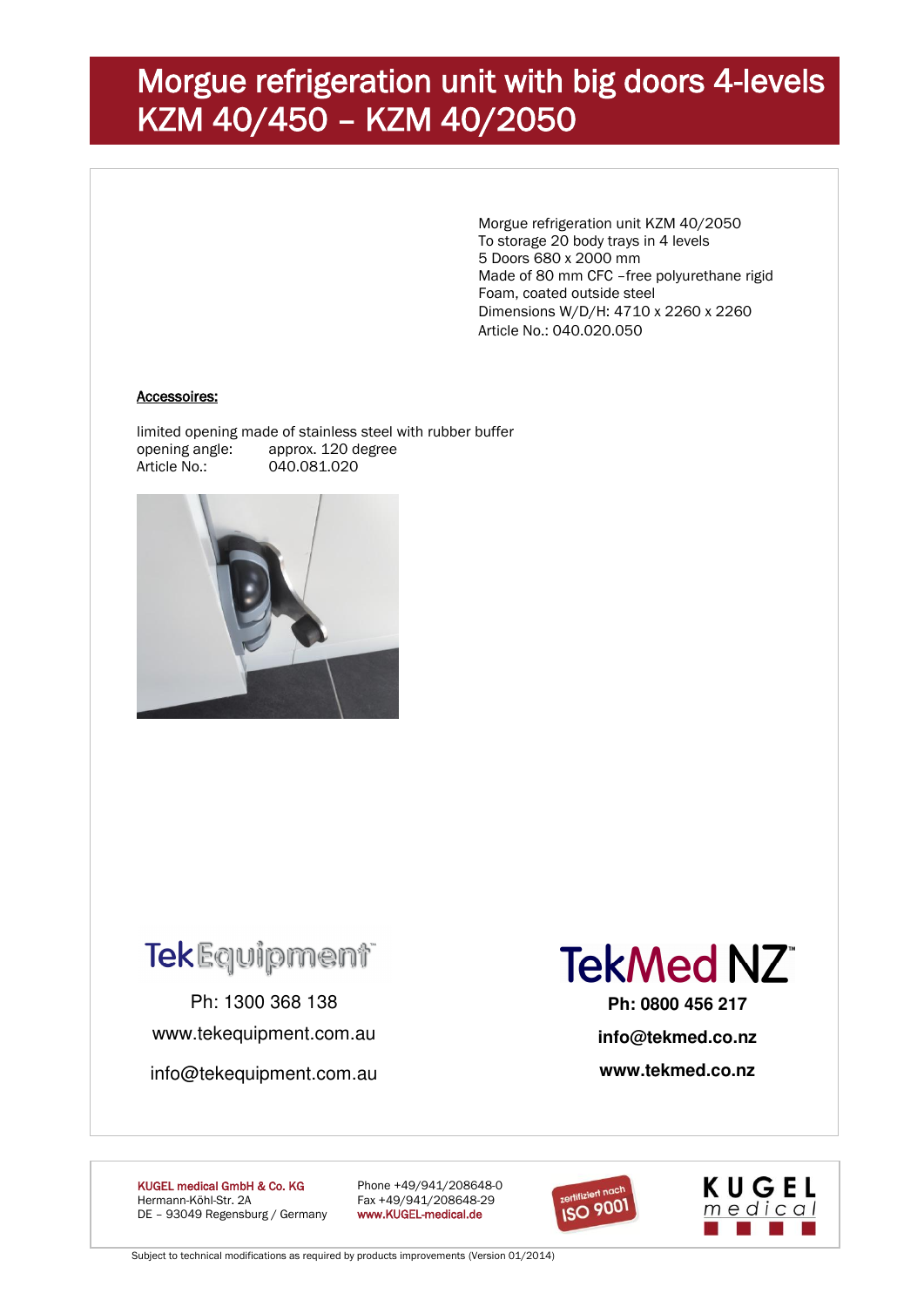# Morgue refrigeration unit with big doors 4-levels KZM 40/450 – KZM 40/2050

Morgue refrigeration unit KZM 40/2050
To storage 20 body trays in 4 levels
5 Doors 680 x 2000 mm
Made of 80 mm CFC –free polyurethane rigid Foam, coated outside steel
Dimensions W/D/H: 4710 x 2260 x 2260
Article No.: 040.020.050

**Accessoires:**

limited opening made of stainless steel with rubber buffer

| | |
|---|---|
| opening angle: | approx. 120 degree |
| Article No.: | 040.081.020 |

TekEquipment

Ph: 1300 368 138
www.tekequipment.com.au
info@tekequipment.com.au

TekMed NZ

**Ph: 0800 456 217**
**info@tekmed.co.nz**
**www.tekmed.co.nz**

KUGEL medical GmbH & Co. KG
Hermann-Köhl-Str. 2A
DE – 93049 Regensburg / Germany

Phone +49/941/208648-0
Fax +49/941/208648-29
www.KUGEL-medical.de

zertifiziert nach ISO 9001

KUGEL medical

Subject to technical modifications as required by products improvements (Version 01/2014)